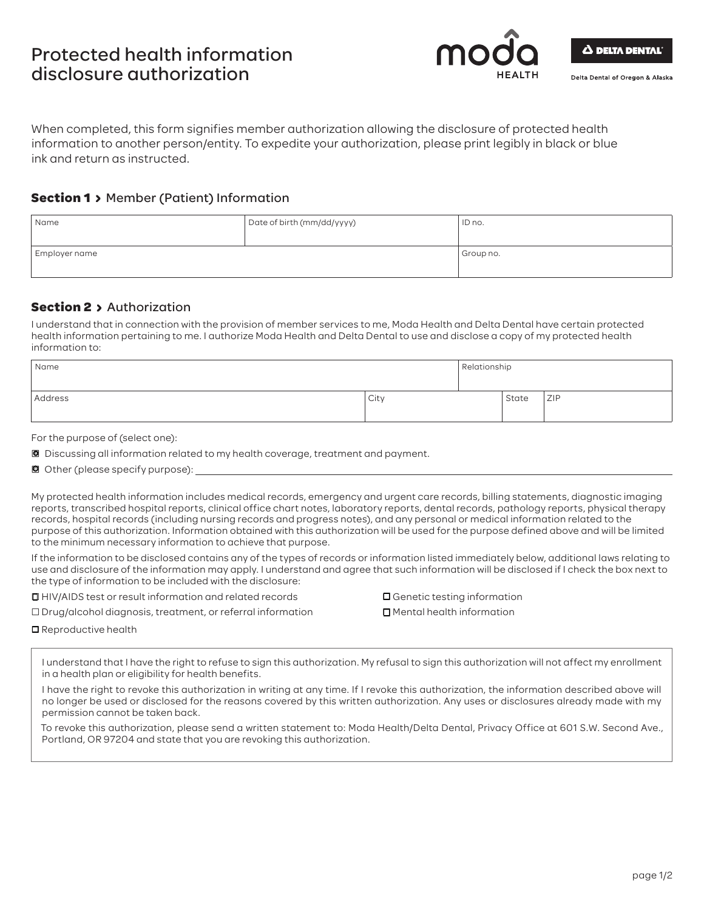# Protected health information disclosure authorization

moda HEALTH

DELTA DENTAL

Delta Dental of Oregon & Alaska

When completed, this form signifies member authorization allowing the disclosure of protected health information to another person/entity. To expedite your authorization, please print legibly in black or blue ink and return as instructed.

## Section 1 > Member (Patient) Information

| | | |
|---|---|---|
| Name | Date of birth (mm/dd/yyyy) | ID no. |
| Employer name | | Group no. |

## Section 2 > Authorization

I understand that in connection with the provision of member services to me, Moda Health and Delta Dental have certain protected health information pertaining to me. I authorize Moda Health and Delta Dental to use and disclose a copy of my protected health information to:

| | | | |
|---|---|---|---|
| Name | | Relationship | |
| Address | City | State | ZIP |

For the purpose of (select one):

- ☐ Discussing all information related to my health coverage, treatment and payment.
- ☐ Other (please specify purpose): ______________________________

My protected health information includes medical records, emergency and urgent care records, billing statements, diagnostic imaging reports, transcribed hospital reports, clinical office chart notes, laboratory reports, dental records, pathology reports, physical therapy records, hospital records (including nursing records and progress notes), and any personal or medical information related to the purpose of this authorization. Information obtained with this authorization will be used for the purpose defined above and will be limited to the minimum necessary information to achieve that purpose.

If the information to be disclosed contains any of the types of records or information listed immediately below, additional laws relating to use and disclosure of the information may apply. I understand and agree that such information will be disclosed if I check the box next to the type of information to be included with the disclosure:

- ☐ HIV/AIDS test or result information and related records
- ☐ Genetic testing information
- ☐ Drug/alcohol diagnosis, treatment, or referral information
- ☐ Mental health information
- ☐ Reproductive health

I understand that I have the right to refuse to sign this authorization. My refusal to sign this authorization will not affect my enrollment in a health plan or eligibility for health benefits.

I have the right to revoke this authorization in writing at any time. If I revoke this authorization, the information described above will no longer be used or disclosed for the reasons covered by this written authorization. Any uses or disclosures already made with my permission cannot be taken back.

To revoke this authorization, please send a written statement to: Moda Health/Delta Dental, Privacy Office at 601 S.W. Second Ave., Portland, OR 97204 and state that you are revoking this authorization.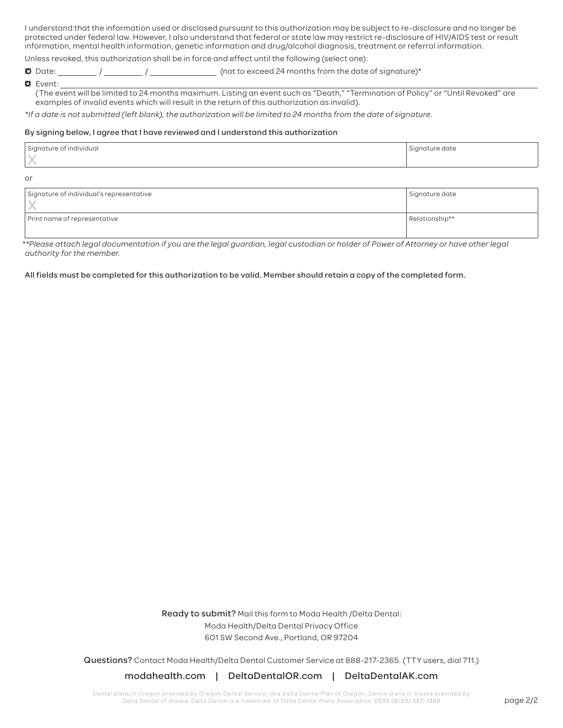I understand that the information used or disclosed pursuant to this authorization may be subject to re-disclosure and no longer be protected under federal law. However, I also understand that federal or state law may restrict re-disclosure of HIV/AIDS test or result information, mental health information, genetic information and drug/alcohol diagnosis, treatment or referral information.

Unless revoked, this authorization shall be in force and effect until the following (select one):

- ◘ Date: ________ / ________ / ______________ (not to exceed 24 months from the date of signature)*
- ◘ Event: ____________________________________________
  (The event will be limited to 24 months maximum. Listing an event such as "Death," "Termination of Policy" or "Until Revoked" are examples of invalid events which will result in the return of this authorization as invalid).

*\*If a date is not submitted (left blank), the authorization will be limited to 24 months from the date of signature.*

By signing below, I agree that I have reviewed and I understand this authorization

| | |
|---|---|
| Signature of individual<br>X | Signature date |

or

| | |
|---|---|
| Signature of individual's representative<br>X | Signature date |
| Print name of representative | Relationship** |

*\*\*Please attach legal documentation if you are the legal guardian, legal custodian or holder of Power of Attorney or have other legal authority for the member.*

All fields must be completed for this authorization to be valid. Member should retain a copy of the completed form.

**Ready to submit?** Mail this form to Moda Health /Delta Dental:
Moda Health/Delta Dental Privacy Office
601 SW Second Ave., Portland, OR 97204

**Questions?** Contact Moda Health/Delta Dental Customer Service at 888-217-2365. (TTY users, dial 711.)

modahealth.com | DeltaDentalOR.com | DeltaDentalAK.com

Dental plans in Oregon provided by Oregon Dental Service, dba Delta Dental Plan of Oregon. Dental plans in Alaska provided by Delta Dental of Alaska. Delta Dental is a trademark of Delta Dental Plans Association. 0535 (8/20) SEC-1368